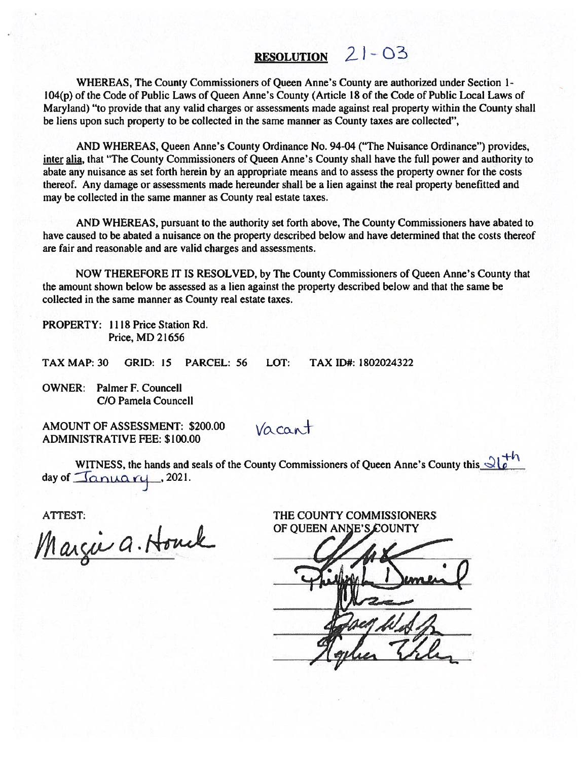# RESOLUTION 21-03

WHEREAS, The County Commissioners of Queen Anne's County are authorized under Section 1-104(p) of the Code of Public Laws of Queen Anne's County (Article 18 of the Code of Public Local Laws of Maryland) "to provide that any valid charges or assessments made against real property within the County shall be liens upon such property to be collected in the same manner as County taxes are collected",

AND WHEREAS, Queen Anne's County Ordinance No. 94-04 ("The Nuisance Ordinance") provides, inter alia, that "The County Commissioners of Queen Anne's County shall have the full power and authority to abate any nuisance as set forth herein by an appropriate means and to assess the property owner for the costs thereof. Any damage or assessments made hereunder shall be a lien against the real property benefitted and may be collected in the same manner as County real estate taxes.

AND WHEREAS, pursuant to the authority set forth above, The County Commissioners have abated to have caused to be abated a nuisance on the property described below and have determined that the costs thereof are fair and reasonable and are valid charges and assessments.

NOW THEREFORE IT IS RESOLVED, by The County Commissioners of Queen Anne's County that the amount shown below be assessed as a lien against the property described below and that the same be collected in the same manner as County real estate taxes.

PROPERTY: 1118 Price Station Rd.
Price, MD 21656

TAX MAP: 30 GRID: 15 PARCEL: 56 LOT: TAX ID#: 1802024322

OWNER: Palmer F. Councell
C/O Pamela Councell

AMOUNT OF ASSESSMENT: \$200.00
ADMINISTRATIVE FEE: \$100.00

Vacant

WITNESS, the hands and seals of the County Commissioners of Queen Anne's County this 26th day of January, 2021.

ATTEST:

Margie A. Houck

THE COUNTY COMMISSIONERS
OF QUEEN ANNE'S COUNTY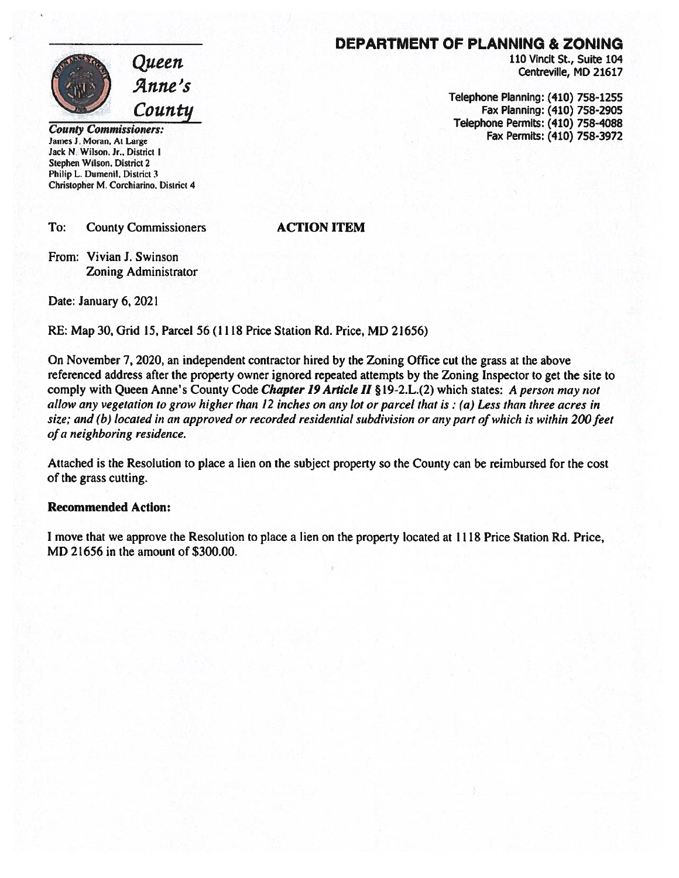# Queen Anne's County

**County Commissioners:**
James J. Moran, At Large
Jack N. Wilson, Jr., District 1
Stephen Wilson, District 2
Philip L. Dumenil, District 3
Christopher M. Corchiarino, District 4

## DEPARTMENT OF PLANNING & ZONING

110 Vincit St., Suite 104
Centreville, MD 21617

Telephone Planning: (410) 758-1255
Fax Planning: (410) 758-2905
Telephone Permits: (410) 758-4088
Fax Permits: (410) 758-3972

To: County Commissioners **ACTION ITEM**

From: Vivian J. Swinson
Zoning Administrator

Date: January 6, 2021

RE: Map 30, Grid 15, Parcel 56 (1118 Price Station Rd. Price, MD 21656)

On November 7, 2020, an independent contractor hired by the Zoning Office cut the grass at the above referenced address after the property owner ignored repeated attempts by the Zoning Inspector to get the site to comply with Queen Anne's County Code ***Chapter 19 Article II*** §19-2.L.(2) which states: *A person may not allow any vegetation to grow higher than 12 inches on any lot or parcel that is : (a) Less than three acres in size; and (b) located in an approved or recorded residential subdivision or any part of which is within 200 feet of a neighboring residence.*

Attached is the Resolution to place a lien on the subject property so the County can be reimbursed for the cost of the grass cutting.

**Recommended Action:**

I move that we approve the Resolution to place a lien on the property located at 1118 Price Station Rd. Price, MD 21656 in the amount of $300.00.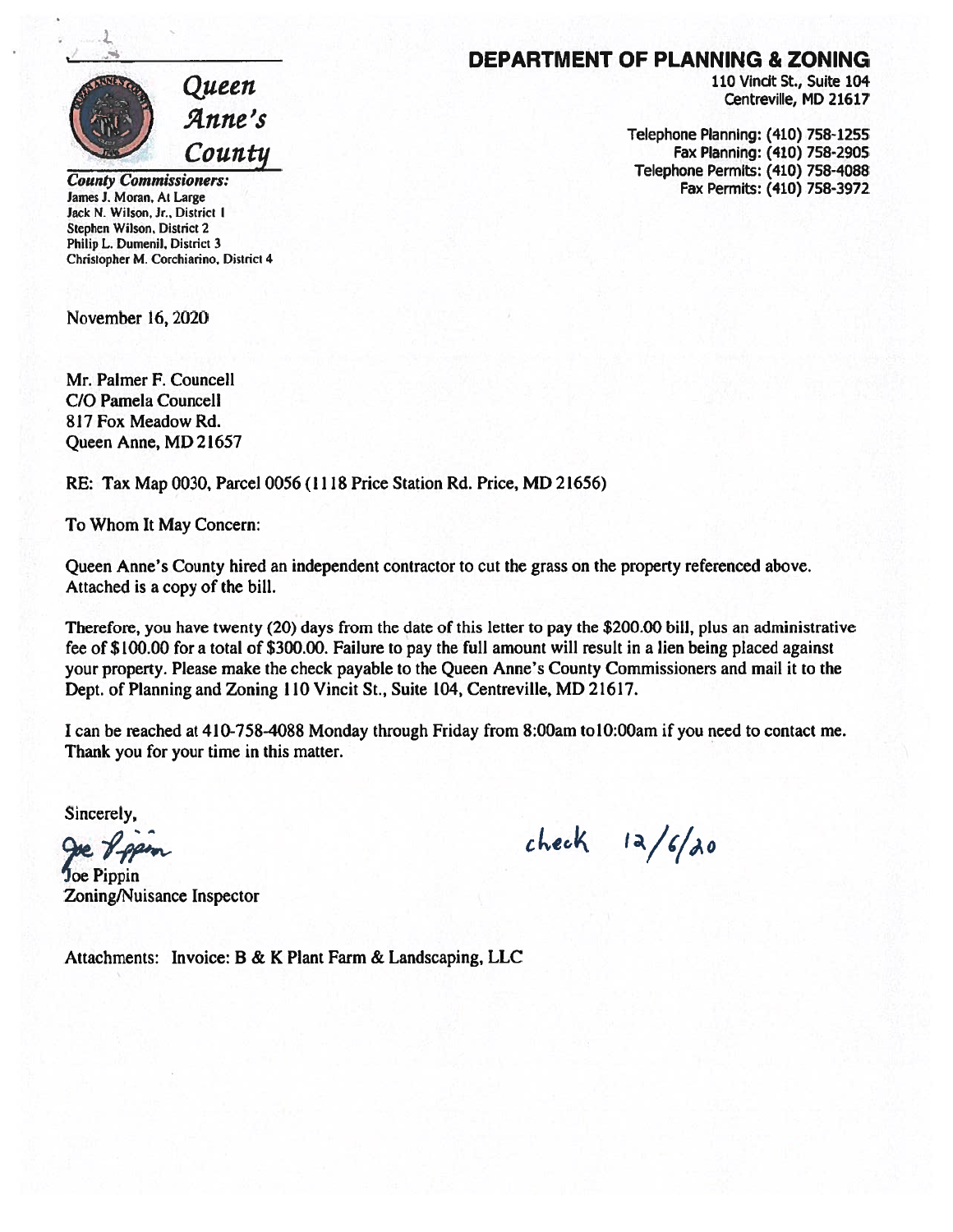*Queen Anne's County*

*County Commissioners:*
James J. Moran, At Large
Jack N. Wilson, Jr., District 1
Stephen Wilson, District 2
Philip L. Dumenil, District 3
Christopher M. Corchiarino, District 4

**DEPARTMENT OF PLANNING & ZONING**
110 Vincit St., Suite 104
Centreville, MD 21617

Telephone Planning: (410) 758-1255
Fax Planning: (410) 758-2905
Telephone Permits: (410) 758-4088
Fax Permits: (410) 758-3972

November 16, 2020

Mr. Palmer F. Councell
C/O Pamela Councell
817 Fox Meadow Rd.
Queen Anne, MD 21657

RE: Tax Map 0030, Parcel 0056 (1118 Price Station Rd. Price, MD 21656)

To Whom It May Concern:

Queen Anne's County hired an independent contractor to cut the grass on the property referenced above. Attached is a copy of the bill.

Therefore, you have twenty (20) days from the date of this letter to pay the $200.00 bill, plus an administrative fee of $100.00 for a total of $300.00. Failure to pay the full amount will result in a lien being placed against your property. Please make the check payable to the Queen Anne's County Commissioners and mail it to the Dept. of Planning and Zoning 110 Vincit St., Suite 104, Centreville, MD 21617.

I can be reached at 410-758-4088 Monday through Friday from 8:00am to10:00am if you need to contact me. Thank you for your time in this matter.

Sincerely,

Joe Pippin

Joe Pippin
Zoning/Nuisance Inspector

check 12/6/20

Attachments: Invoice: B & K Plant Farm & Landscaping, LLC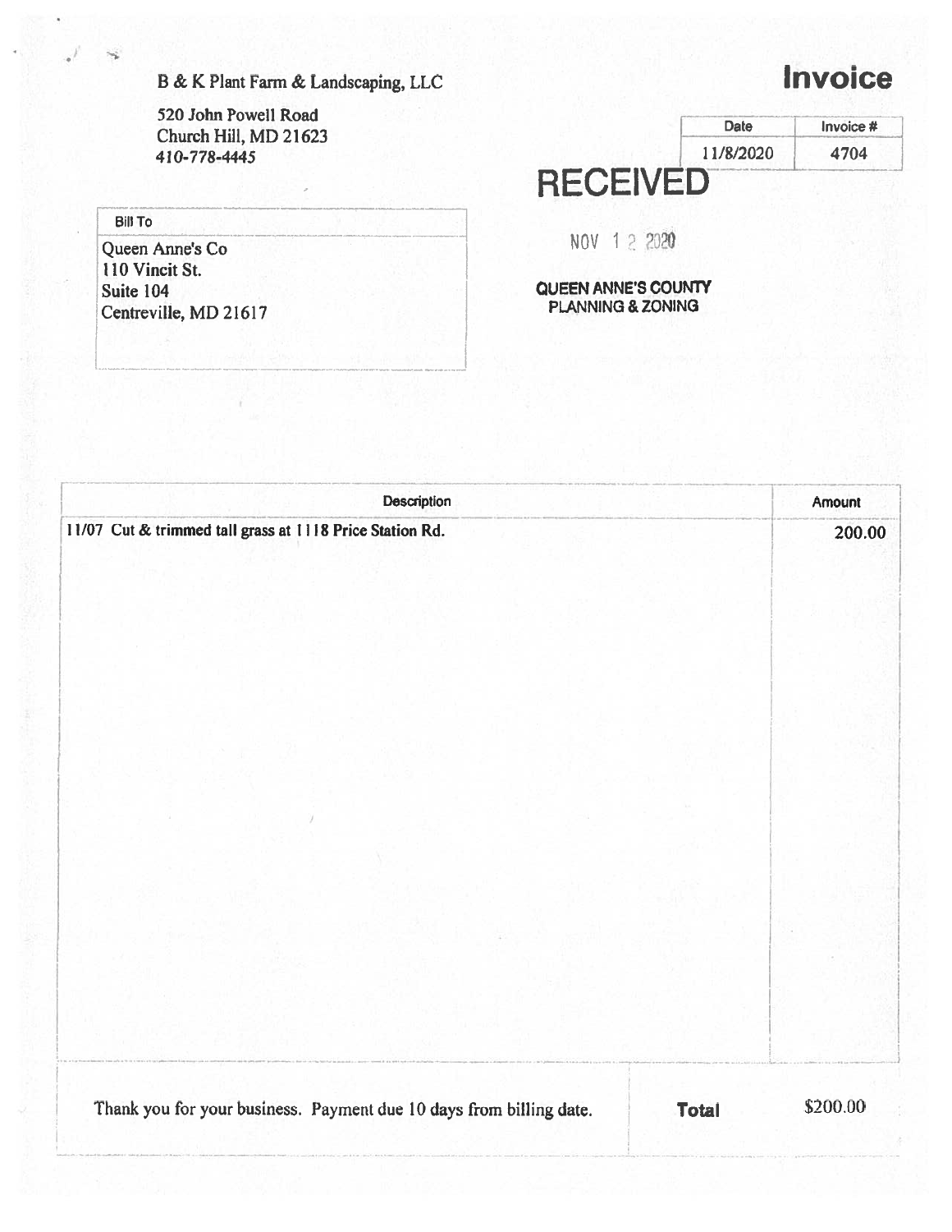B & K Plant Farm & Landscaping, LLC

520 John Powell Road
Church Hill, MD 21623
410-778-4445

# Invoice

| Date | Invoice # |
|---|---|
| 11/8/2020 | 4704 |

RECEIVED

NOV 12 2020

QUEEN ANNE'S COUNTY
PLANNING & ZONING

| Bill To |
|---|
| Queen Anne's Co<br>110 Vincit St.<br>Suite 104<br>Centreville, MD 21617 |

| Description | Amount |
|---|---|
| 11/07 Cut & trimmed tall grass at 1118 Price Station Rd. | 200.00 |

| Thank you for your business. Payment due 10 days from billing date. | **Total** | $200.00 |
|---|---|---|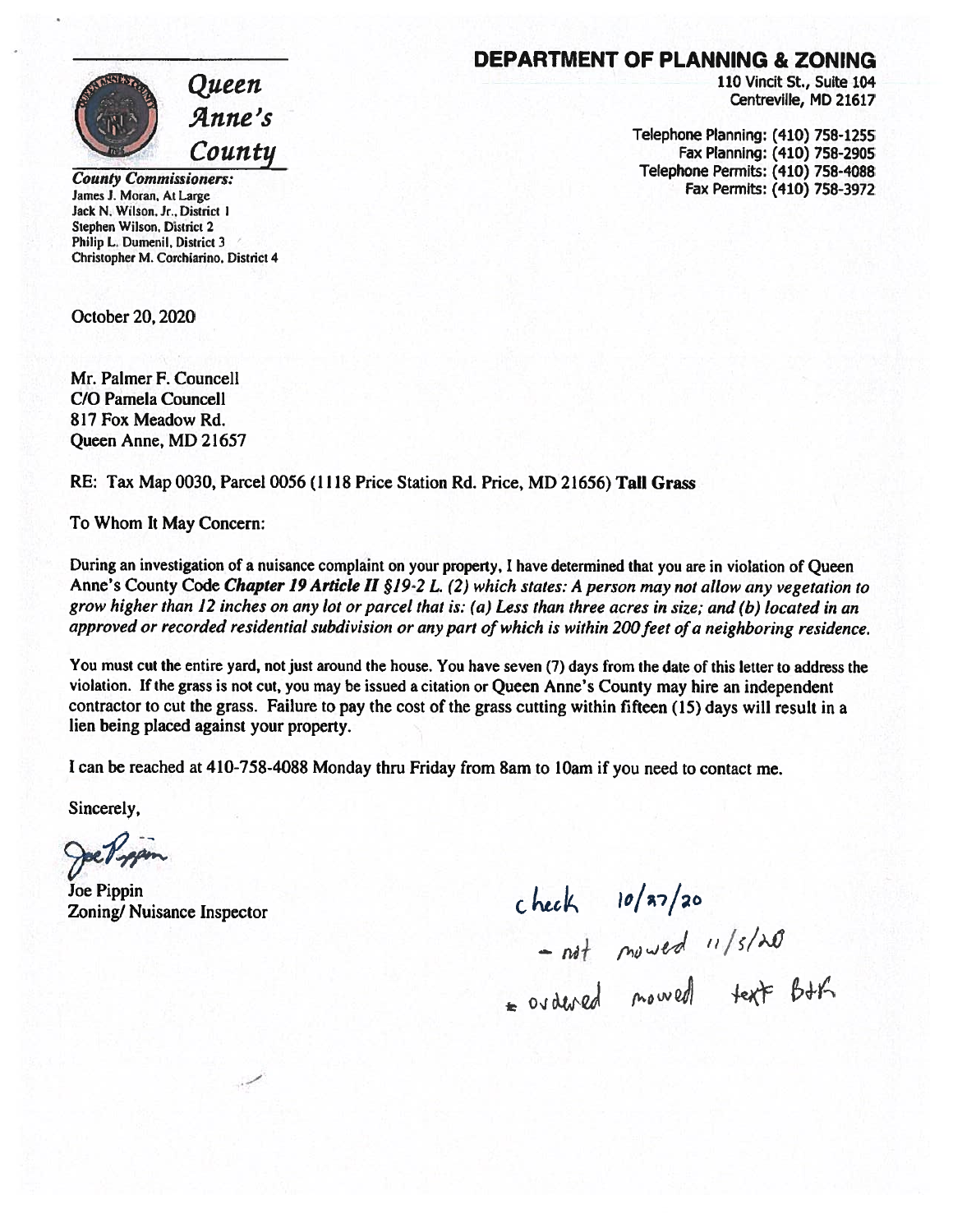# Queen Anne's County

**County Commissioners:**
James J. Moran, At Large
Jack N. Wilson, Jr., District 1
Stephen Wilson, District 2
Philip L. Dumenil, District 3
Christopher M. Corchiarino, District 4

## DEPARTMENT OF PLANNING & ZONING

110 Vincit St., Suite 104
Centreville, MD 21617

Telephone Planning: (410) 758-1255
Fax Planning: (410) 758-2905
Telephone Permits: (410) 758-4088
Fax Permits: (410) 758-3972

October 20, 2020

Mr. Palmer F. Councell
C/O Pamela Councell
817 Fox Meadow Rd.
Queen Anne, MD 21657

RE: Tax Map 0030, Parcel 0056 (1118 Price Station Rd. Price, MD 21656) **Tall Grass**

To Whom It May Concern:

During an investigation of a nuisance complaint on your property, I have determined that you are in violation of Queen Anne's County Code ***Chapter 19 Article II*** *§19-2 L. (2) which states: A person may not allow any vegetation to grow higher than 12 inches on any lot or parcel that is: (a) Less than three acres in size; and (b) located in an approved or recorded residential subdivision or any part of which is within 200 feet of a neighboring residence.*

You must cut the entire yard, not just around the house. You have seven (7) days from the date of this letter to address the violation. If the grass is not cut, you may be issued a citation or Queen Anne's County may hire an independent contractor to cut the grass. Failure to pay the cost of the grass cutting within fifteen (15) days will result in a lien being placed against your property.

I can be reached at 410-758-4088 Monday thru Friday from 8am to 10am if you need to contact me.

Sincerely,

Joe Pippin
Zoning/ Nuisance Inspector

check 10/27/20
- not mowed 11/5/20
- ordered mowed text B+H